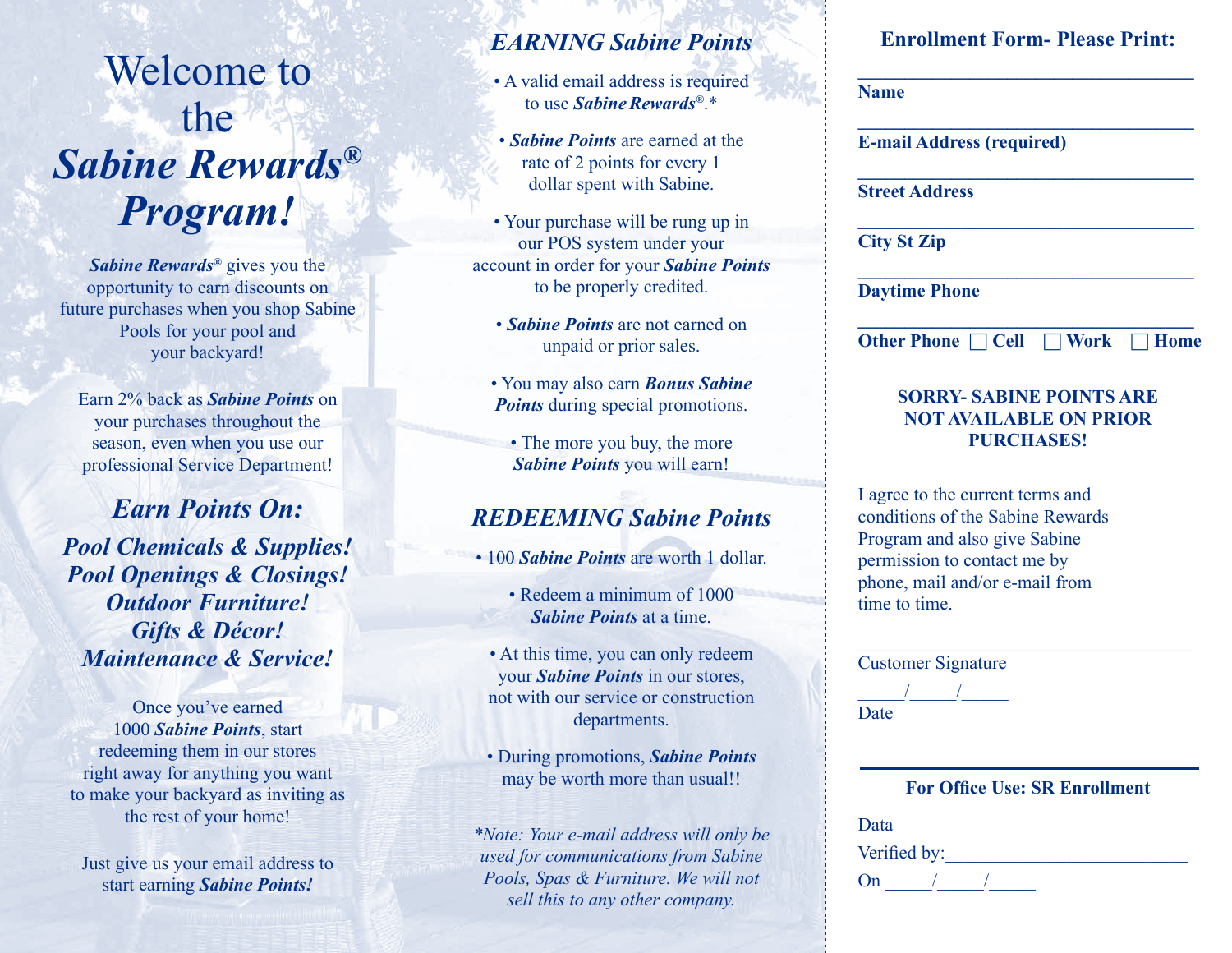# Welcome to the *Sabine Rewards®* *Program!*

***Sabine Rewards®*** gives you the opportunity to earn discounts on future purchases when you shop Sabine Pools for your pool and your backyard!

Earn 2% back as ***Sabine Points*** on your purchases throughout the season, even when you use our professional Service Department!

## *Earn Points On:*

***Pool Chemicals & Supplies!***
***Pool Openings & Closings!***
***Outdoor Furniture!***
***Gifts & Décor!***
***Maintenance & Service!***

Once you've earned 1000 ***Sabine Points***, start redeeming them in our stores right away for anything you want to make your backyard as inviting as the rest of your home!

Just give us your email address to start earning ***Sabine Points!***

## *EARNING Sabine Points*

- A valid email address is required to use ***Sabine Rewards®***.*
- ***Sabine Points*** are earned at the rate of 2 points for every 1 dollar spent with Sabine.
- Your purchase will be rung up in our POS system under your account in order for your ***Sabine Points*** to be properly credited.
- ***Sabine Points*** are not earned on unpaid or prior sales.
- You may also earn ***Bonus Sabine Points*** during special promotions.
- The more you buy, the more ***Sabine Points*** you will earn!

## *REDEEMING Sabine Points*

- 100 ***Sabine Points*** are worth 1 dollar.
- Redeem a minimum of 1000 ***Sabine Points*** at a time.
- At this time, you can only redeem your ***Sabine Points*** in our stores, not with our service or construction departments.
- During promotions, ***Sabine Points*** may be worth more than usual!!

*\*Note: Your e-mail address will only be used for communications from Sabine Pools, Spas & Furniture. We will not sell this to any other company.*

## Enrollment Form- Please Print:

______________________________
**Name**

______________________________
**E-mail Address (required)**

______________________________
**Street Address**

______________________________
**City St Zip**

______________________________
**Daytime Phone**

______________________________
**Other Phone** ☐ **Cell** ☐ **Work** ☐ **Home**

**SORRY- SABINE POINTS ARE NOT AVAILABLE ON PRIOR PURCHASES!**

I agree to the current terms and conditions of the Sabine Rewards Program and also give Sabine permission to contact me by phone, mail and/or e-mail from time to time.

______________________________
Customer Signature

_____/_____/_____
Date

**For Office Use: SR Enrollment**

Data

Verified by:_________________________

On _____/_____/_____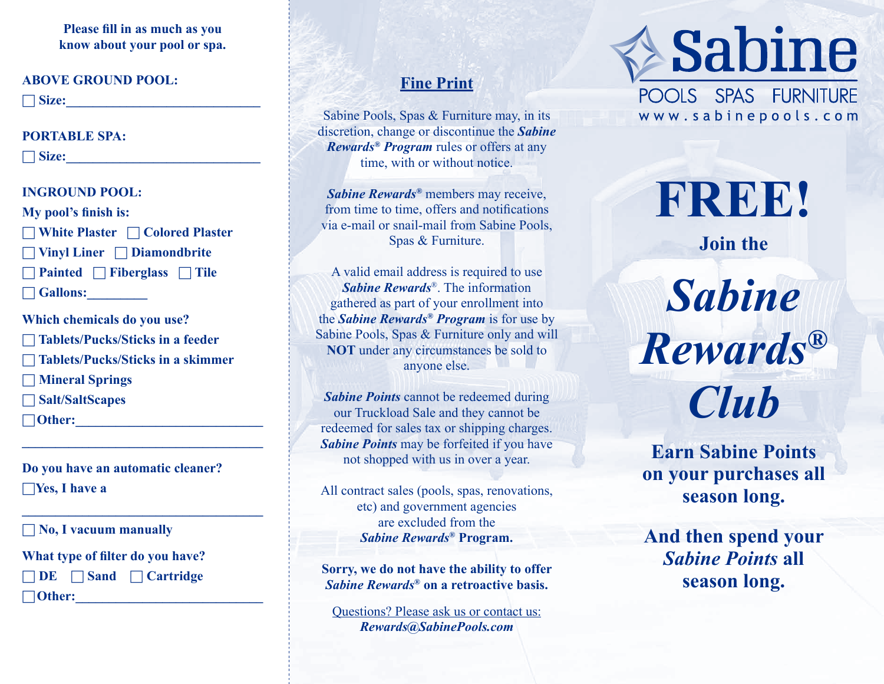**Please fill in as much as you know about your pool or spa.**

**ABOVE GROUND POOL:**

☐ **Size:**\_\_\_\_\_\_\_\_\_\_\_\_\_\_\_\_\_\_\_\_\_\_\_\_\_\_\_\_

**PORTABLE SPA:**

☐ **Size:**\_\_\_\_\_\_\_\_\_\_\_\_\_\_\_\_\_\_\_\_\_\_\_\_\_\_\_\_

**INGROUND POOL:**

**My pool's finish is:**

☐ **White Plaster** ☐ **Colored Plaster**

☐ **Vinyl Liner** ☐ **Diamondbrite**

☐ **Painted** ☐ **Fiberglass** ☐ **Tile**

☐ **Gallons:**\_\_\_\_\_\_\_\_\_

**Which chemicals do you use?**

☐ **Tablets/Pucks/Sticks in a feeder**

☐ **Tablets/Pucks/Sticks in a skimmer**

☐ **Mineral Springs**

☐ **Salt/SaltScapes**

☐ **Other:**\_\_\_\_\_\_\_\_\_\_\_\_\_\_\_\_\_\_\_\_\_\_\_\_\_\_\_\_

\_\_\_\_\_\_\_\_\_\_\_\_\_\_\_\_\_\_\_\_\_\_\_\_\_\_\_\_\_\_\_\_\_\_\_\_

**Do you have an automatic cleaner?**

☐ **Yes, I have a**

\_\_\_\_\_\_\_\_\_\_\_\_\_\_\_\_\_\_\_\_\_\_\_\_\_\_\_\_\_\_\_\_\_\_\_\_

☐ **No, I vacuum manually**

**What type of filter do you have?**

☐ **DE** ☐ **Sand** ☐ **Cartridge**

☐ **Other:**\_\_\_\_\_\_\_\_\_\_\_\_\_\_\_\_\_\_\_\_\_\_\_\_\_\_\_\_

## Fine Print

Sabine Pools, Spas & Furniture may, in its discretion, change or discontinue the ***Sabine Rewards® Program*** rules or offers at any time, with or without notice.

***Sabine Rewards®*** members may receive, from time to time, offers and notifications via e-mail or snail-mail from Sabine Pools, Spas & Furniture.

A valid email address is required to use ***Sabine Rewards®***. The information gathered as part of your enrollment into the ***Sabine Rewards® Program*** is for use by Sabine Pools, Spas & Furniture only and will **NOT** under any circumstances be sold to anyone else.

***Sabine Points*** cannot be redeemed during our Truckload Sale and they cannot be redeemed for sales tax or shipping charges. ***Sabine Points*** may be forfeited if you have not shopped with us in over a year.

All contract sales (pools, spas, renovations, etc) and government agencies are excluded from the ***Sabine Rewards®*** **Program.**

**Sorry, we do not have the ability to offer *Sabine Rewards®* on a retroactive basis.**

Questions? Please ask us or contact us:
***Rewards@SabinePools.com***

# Sabine

POOLS SPAS FURNITURE

www.sabinepools.com

# FREE!

**Join the**

# *Sabine Rewards® Club*

**Earn Sabine Points on your purchases all season long.**

**And then spend your *Sabine Points* all season long.**